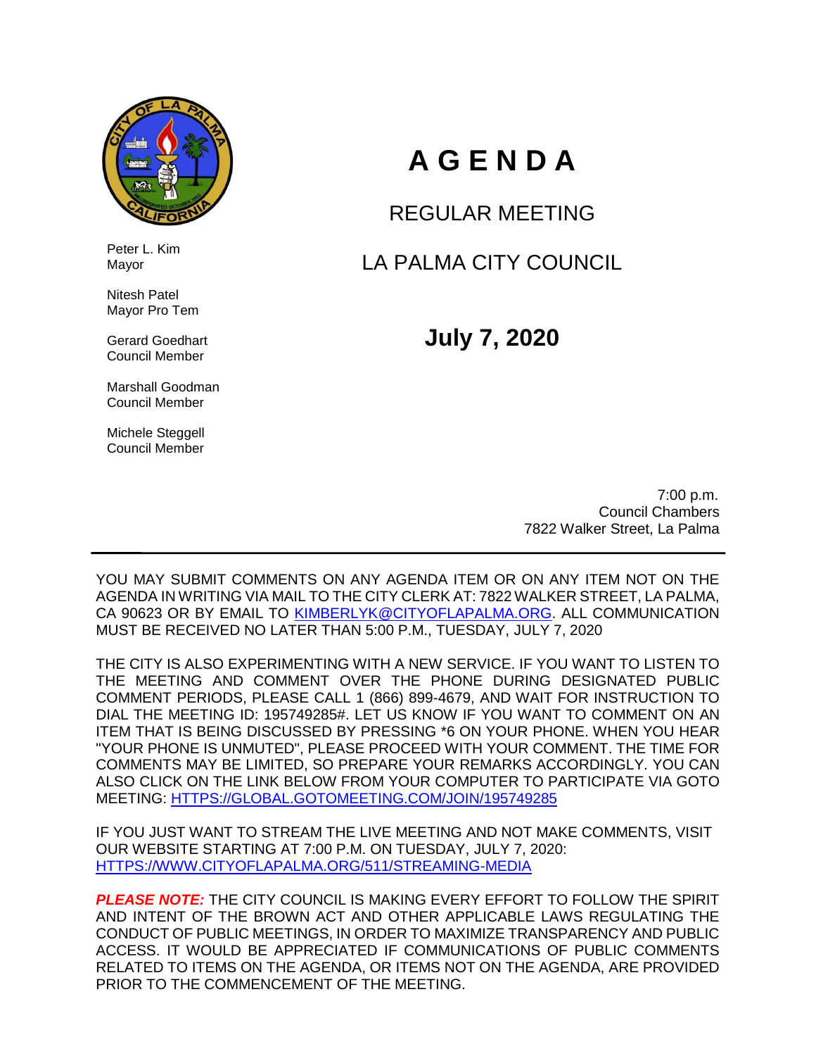# AGENDA

## REGULAR MEETING

## LA PALMA CITY COUNCIL

## July 7, 2020

Peter L. Kim
Mayor

Nitesh Patel
Mayor Pro Tem

Gerard Goedhart
Council Member

Marshall Goodman
Council Member

Michele Steggell
Council Member

7:00 p.m.
Council Chambers
7822 Walker Street, La Palma

---

YOU MAY SUBMIT COMMENTS ON ANY AGENDA ITEM OR ON ANY ITEM NOT ON THE AGENDA IN WRITING VIA MAIL TO THE CITY CLERK AT: 7822 WALKER STREET, LA PALMA, CA 90623 OR BY EMAIL TO KIMBERLYK@CITYOFLAPALMA.ORG. ALL COMMUNICATION MUST BE RECEIVED NO LATER THAN 5:00 P.M., TUESDAY, JULY 7, 2020

THE CITY IS ALSO EXPERIMENTING WITH A NEW SERVICE. IF YOU WANT TO LISTEN TO THE MEETING AND COMMENT OVER THE PHONE DURING DESIGNATED PUBLIC COMMENT PERIODS, PLEASE CALL 1 (866) 899-4679, AND WAIT FOR INSTRUCTION TO DIAL THE MEETING ID: 195749285#. LET US KNOW IF YOU WANT TO COMMENT ON AN ITEM THAT IS BEING DISCUSSED BY PRESSING *6 ON YOUR PHONE. WHEN YOU HEAR "YOUR PHONE IS UNMUTED", PLEASE PROCEED WITH YOUR COMMENT. THE TIME FOR COMMENTS MAY BE LIMITED, SO PREPARE YOUR REMARKS ACCORDINGLY. YOU CAN ALSO CLICK ON THE LINK BELOW FROM YOUR COMPUTER TO PARTICIPATE VIA GOTO MEETING: HTTPS://GLOBAL.GOTOMEETING.COM/JOIN/195749285

IF YOU JUST WANT TO STREAM THE LIVE MEETING AND NOT MAKE COMMENTS, VISIT OUR WEBSITE STARTING AT 7:00 P.M. ON TUESDAY, JULY 7, 2020: HTTPS://WWW.CITYOFLAPALMA.ORG/511/STREAMING-MEDIA

***PLEASE NOTE:*** THE CITY COUNCIL IS MAKING EVERY EFFORT TO FOLLOW THE SPIRIT AND INTENT OF THE BROWN ACT AND OTHER APPLICABLE LAWS REGULATING THE CONDUCT OF PUBLIC MEETINGS, IN ORDER TO MAXIMIZE TRANSPARENCY AND PUBLIC ACCESS. IT WOULD BE APPRECIATED IF COMMUNICATIONS OF PUBLIC COMMENTS RELATED TO ITEMS ON THE AGENDA, OR ITEMS NOT ON THE AGENDA, ARE PROVIDED PRIOR TO THE COMMENCEMENT OF THE MEETING.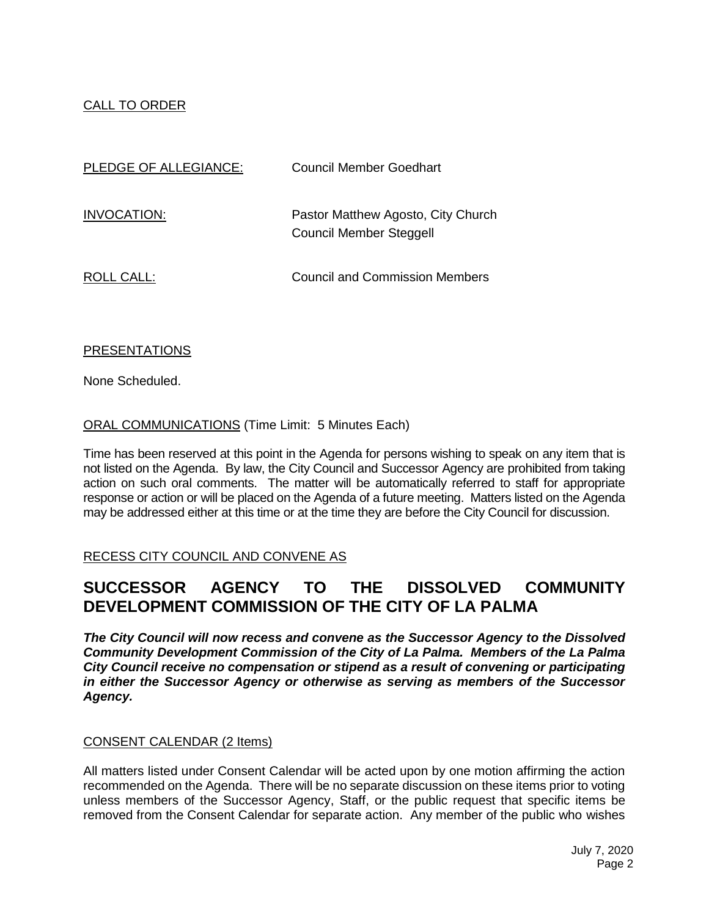CALL TO ORDER

PLEDGE OF ALLEGIANCE: Council Member Goedhart

INVOCATION: Pastor Matthew Agosto, City Church
Council Member Steggell

ROLL CALL: Council and Commission Members

PRESENTATIONS

None Scheduled.

ORAL COMMUNICATIONS (Time Limit: 5 Minutes Each)

Time has been reserved at this point in the Agenda for persons wishing to speak on any item that is not listed on the Agenda. By law, the City Council and Successor Agency are prohibited from taking action on such oral comments. The matter will be automatically referred to staff for appropriate response or action or will be placed on the Agenda of a future meeting. Matters listed on the Agenda may be addressed either at this time or at the time they are before the City Council for discussion.

RECESS CITY COUNCIL AND CONVENE AS

# SUCCESSOR AGENCY TO THE DISSOLVED COMMUNITY DEVELOPMENT COMMISSION OF THE CITY OF LA PALMA

***The City Council will now recess and convene as the Successor Agency to the Dissolved Community Development Commission of the City of La Palma. Members of the La Palma City Council receive no compensation or stipend as a result of convening or participating in either the Successor Agency or otherwise as serving as members of the Successor Agency.***

CONSENT CALENDAR (2 Items)

All matters listed under Consent Calendar will be acted upon by one motion affirming the action recommended on the Agenda. There will be no separate discussion on these items prior to voting unless members of the Successor Agency, Staff, or the public request that specific items be removed from the Consent Calendar for separate action. Any member of the public who wishes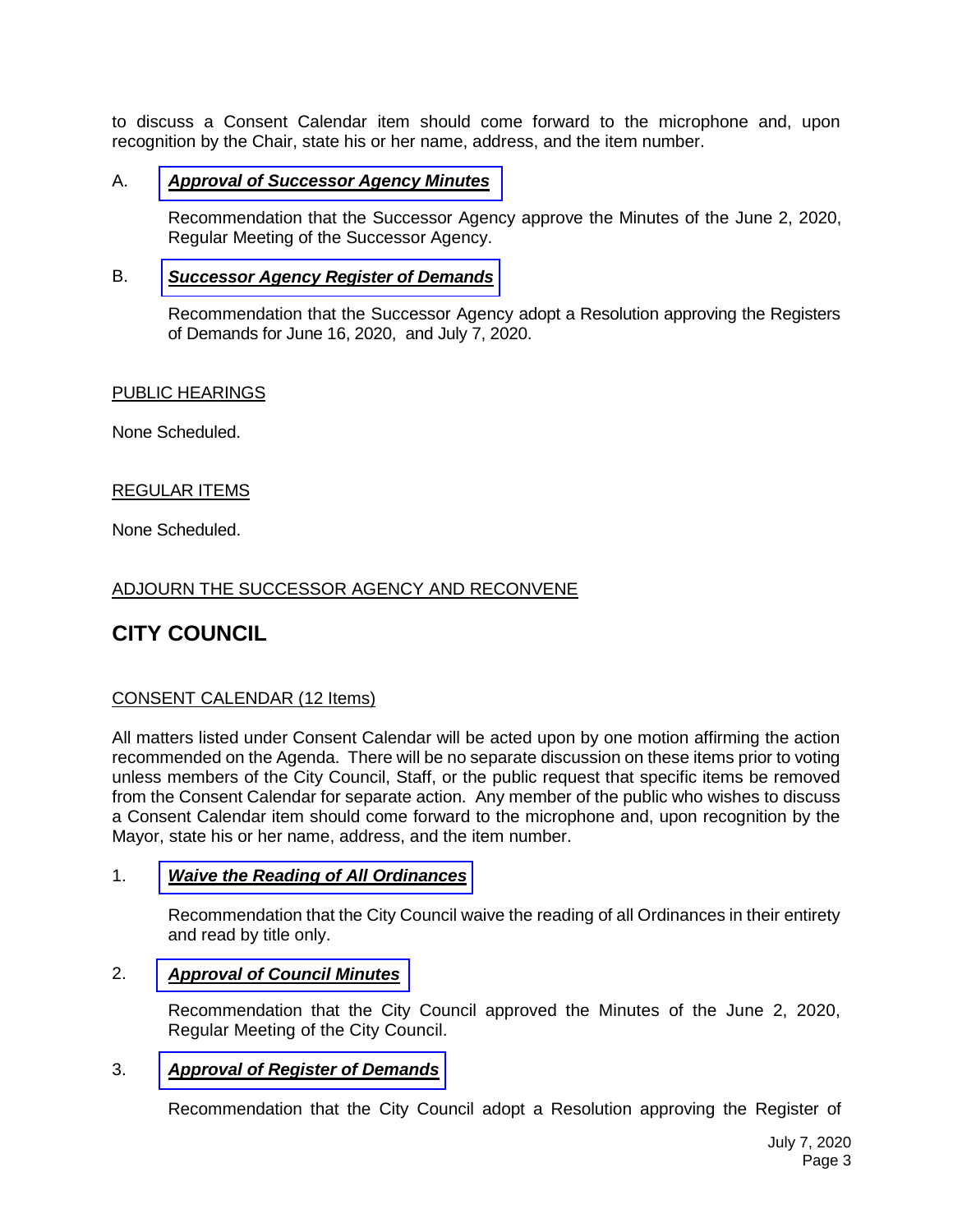to discuss a Consent Calendar item should come forward to the microphone and, upon recognition by the Chair, state his or her name, address, and the item number.

A. ***Approval of Successor Agency Minutes***

Recommendation that the Successor Agency approve the Minutes of the June 2, 2020, Regular Meeting of the Successor Agency.

B. ***Successor Agency Register of Demands***

Recommendation that the Successor Agency adopt a Resolution approving the Registers of Demands for June 16, 2020, and July 7, 2020.

PUBLIC HEARINGS

None Scheduled.

REGULAR ITEMS

None Scheduled.

ADJOURN THE SUCCESSOR AGENCY AND RECONVENE

## CITY COUNCIL

CONSENT CALENDAR (12 Items)

All matters listed under Consent Calendar will be acted upon by one motion affirming the action recommended on the Agenda. There will be no separate discussion on these items prior to voting unless members of the City Council, Staff, or the public request that specific items be removed from the Consent Calendar for separate action. Any member of the public who wishes to discuss a Consent Calendar item should come forward to the microphone and, upon recognition by the Mayor, state his or her name, address, and the item number.

1. ***Waive the Reading of All Ordinances***

Recommendation that the City Council waive the reading of all Ordinances in their entirety and read by title only.

2. ***Approval of Council Minutes***

Recommendation that the City Council approved the Minutes of the June 2, 2020, Regular Meeting of the City Council.

3. ***Approval of Register of Demands***

Recommendation that the City Council adopt a Resolution approving the Register of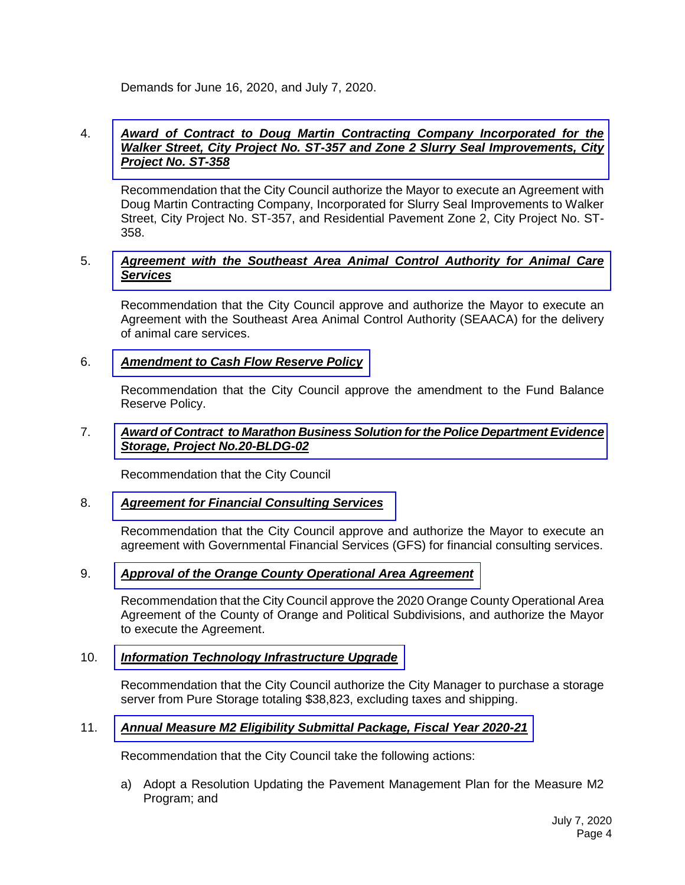Demands for June 16, 2020, and July 7, 2020.

4. ***Award of Contract to Doug Martin Contracting Company Incorporated for the Walker Street, City Project No. ST-357 and Zone 2 Slurry Seal Improvements, City Project No. ST-358***

   Recommendation that the City Council authorize the Mayor to execute an Agreement with Doug Martin Contracting Company, Incorporated for Slurry Seal Improvements to Walker Street, City Project No. ST-357, and Residential Pavement Zone 2, City Project No. ST-358.

5. ***Agreement with the Southeast Area Animal Control Authority for Animal Care Services***

   Recommendation that the City Council approve and authorize the Mayor to execute an Agreement with the Southeast Area Animal Control Authority (SEAACA) for the delivery of animal care services.

6. ***Amendment to Cash Flow Reserve Policy***

   Recommendation that the City Council approve the amendment to the Fund Balance Reserve Policy.

7. ***Award of Contract to Marathon Business Solution for the Police Department Evidence Storage, Project No.20-BLDG-02***

   Recommendation that the City Council

8. ***Agreement for Financial Consulting Services***

   Recommendation that the City Council approve and authorize the Mayor to execute an agreement with Governmental Financial Services (GFS) for financial consulting services.

9. ***Approval of the Orange County Operational Area Agreement***

   Recommendation that the City Council approve the 2020 Orange County Operational Area Agreement of the County of Orange and Political Subdivisions, and authorize the Mayor to execute the Agreement.

10. ***Information Technology Infrastructure Upgrade***

    Recommendation that the City Council authorize the City Manager to purchase a storage server from Pure Storage totaling $38,823, excluding taxes and shipping.

11. ***Annual Measure M2 Eligibility Submittal Package, Fiscal Year 2020-21***

    Recommendation that the City Council take the following actions:

    a) Adopt a Resolution Updating the Pavement Management Plan for the Measure M2 Program; and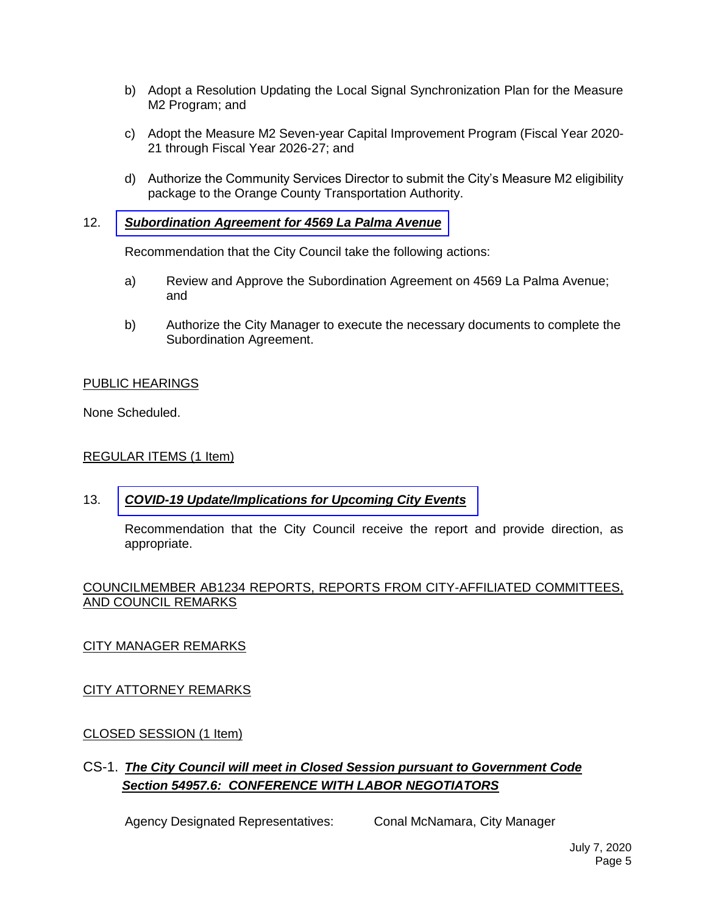b) Adopt a Resolution Updating the Local Signal Synchronization Plan for the Measure M2 Program; and

c) Adopt the Measure M2 Seven-year Capital Improvement Program (Fiscal Year 2020-21 through Fiscal Year 2026-27; and

d) Authorize the Community Services Director to submit the City's Measure M2 eligibility package to the Orange County Transportation Authority.

12. ***<u>Subordination Agreement for 4569 La Palma Avenue</u>***

Recommendation that the City Council take the following actions:

a) Review and Approve the Subordination Agreement on 4569 La Palma Avenue; and

b) Authorize the City Manager to execute the necessary documents to complete the Subordination Agreement.

<u>PUBLIC HEARINGS</u>

None Scheduled.

<u>REGULAR ITEMS (1 Item)</u>

13. ***<u>COVID-19 Update/Implications for Upcoming City Events</u>***

Recommendation that the City Council receive the report and provide direction, as appropriate.

<u>COUNCILMEMBER AB1234 REPORTS, REPORTS FROM CITY-AFFILIATED COMMITTEES, AND COUNCIL REMARKS</u>

<u>CITY MANAGER REMARKS</u>

<u>CITY ATTORNEY REMARKS</u>

<u>CLOSED SESSION (1 Item)</u>

CS-1. ***<u>The City Council will meet in Closed Session pursuant to Government Code Section 54957.6: CONFERENCE WITH LABOR NEGOTIATORS</u>***

Agency Designated Representatives: Conal McNamara, City Manager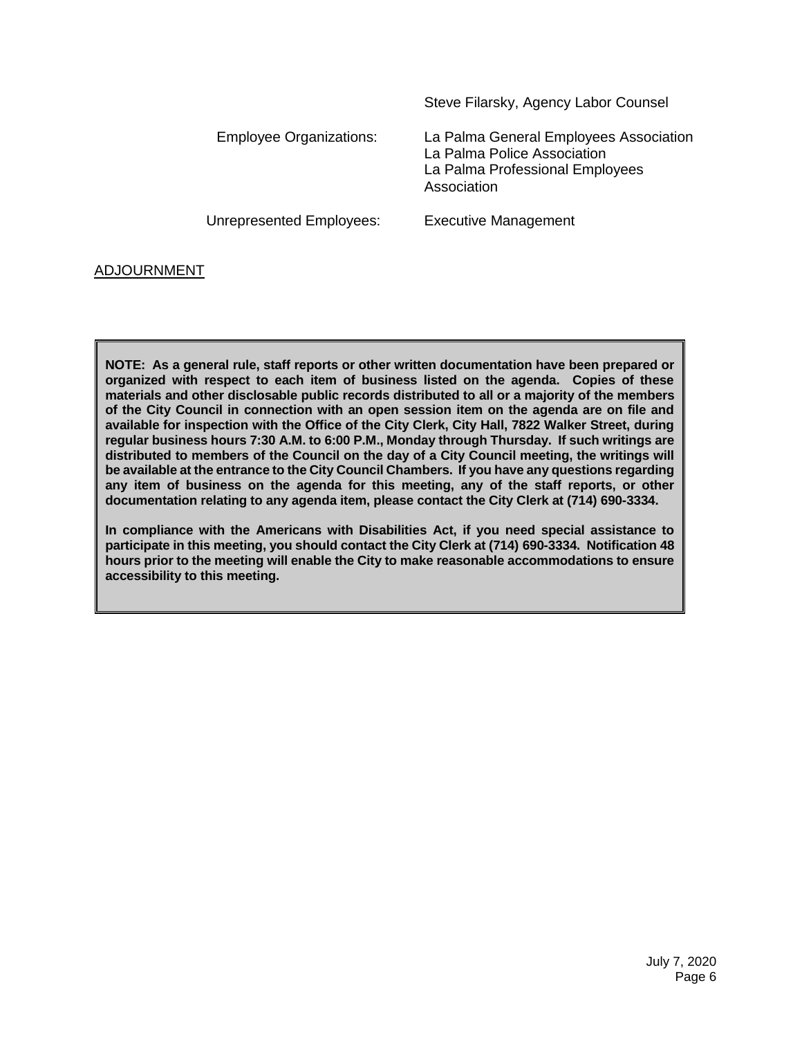Steve Filarsky, Agency Labor Counsel

| | |
|---|---|
| Employee Organizations: | La Palma General Employees Association<br>La Palma Police Association<br>La Palma Professional Employees Association |
| Unrepresented Employees: | Executive Management |

ADJOURNMENT

**NOTE: As a general rule, staff reports or other written documentation have been prepared or organized with respect to each item of business listed on the agenda. Copies of these materials and other disclosable public records distributed to all or a majority of the members of the City Council in connection with an open session item on the agenda are on file and available for inspection with the Office of the City Clerk, City Hall, 7822 Walker Street, during regular business hours 7:30 A.M. to 6:00 P.M., Monday through Thursday. If such writings are distributed to members of the Council on the day of a City Council meeting, the writings will be available at the entrance to the City Council Chambers. If you have any questions regarding any item of business on the agenda for this meeting, any of the staff reports, or other documentation relating to any agenda item, please contact the City Clerk at (714) 690-3334.**

**In compliance with the Americans with Disabilities Act, if you need special assistance to participate in this meeting, you should contact the City Clerk at (714) 690-3334. Notification 48 hours prior to the meeting will enable the City to make reasonable accommodations to ensure accessibility to this meeting.**